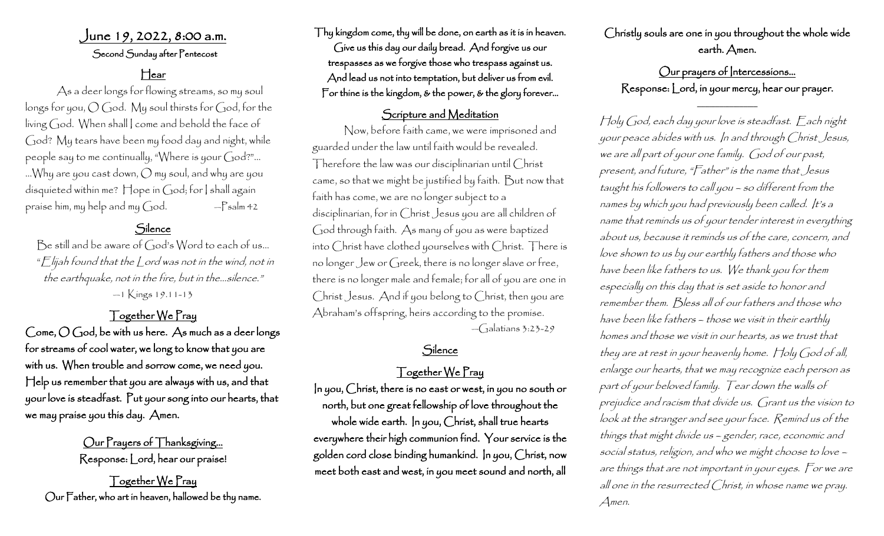## June 19, 2022, 8:00 a.m.

Second Sunday after Pentecost

### Hear

As a deer longs for flowing streams, so my soul longs for you, O God. My soul thirsts for God, for the living God. When shall I come and behold the face of God? My tears have been my food day and night, while people say to me continually, "Where is your God?"... ...Why are you cast down, O my soul, and why are you disquieted within me? Hope in God; for I shall again praise him, my help and my God. —Psalm 42

### Silence

Be still and be aware of God's Word to each of us...

"*Elijah found that the Lord was not in the wind, not in the earthquake, not in the fire, but in the...silence.*"

—1 Kings 19.11-13

### Together We Pray

**Come, O God, be with us here. As much as a deer longs for streams of cool water, we long to know that you are with us. When trouble and sorrow come, we need you. Help us remember that you are always with us, and that your love is steadfast. Put your song into our hearts, that we may praise you this day. Amen.**

### Our Prayers of Thanksgiving...

Response: Lord, hear our praise!

### Together We Pray

**Our Father, who art in heaven, hallowed be thy name. Thy kingdom come, thy will be done, on earth as it is in heaven. Give us this day our daily bread. And forgive us our trespasses as we forgive those who trespass against us. And lead us not into temptation, but deliver us from evil. For thine is the kingdom, & the power, & the glory forever...**

### Scripture and Meditation

Now, before faith came, we were imprisoned and guarded under the law until faith would be revealed. Therefore the law was our disciplinarian until Christ came, so that we might be justified by faith. But now that faith has come, we are no longer subject to a disciplinarian, for in Christ Jesus you are all children of God through faith. As many of you as were baptized into Christ have clothed yourselves with Christ. There is no longer Jew or Greek, there is no longer slave or free, there is no longer male and female; for all of you are one in Christ Jesus. And if you belong to Christ, then you are Abraham's offspring, heirs according to the promise.

—Galatians 3:23-29

### Silence

### Together We Pray

**In you, Christ, there is no east or west, in you no south or north, but one great fellowship of love throughout the whole wide earth. In you, Christ, shall true hearts everywhere their high communion find. Your service is the golden cord close binding humankind. In you, Christ, now meet both east and west, in you meet sound and north, all Christly souls are one in you throughout the whole wide earth. Amen.**

### Our prayers of Intercessions...

Response: Lord, in your mercy, hear our prayer.

---

*Holy God, each day your love is steadfast. Each night your peace abides with us. In and through Christ Jesus, we are all part of your one family. God of our past, present, and future, "Father" is the name that Jesus taught his followers to call you – so different from the names by which you had previously been called. It's a name that reminds us of your tender interest in everything about us, because it reminds us of the care, concern, and love shown to us by our earthly fathers and those who have been like fathers to us. We thank you for them especially on this day that is set aside to honor and remember them. Bless all of our fathers and those who have been like fathers – those we visit in their earthly homes and those we visit in our hearts, as we trust that they are at rest in your heavenly home. Holy God of all, enlarge our hearts, that we may recognize each person as part of your beloved family. Tear down the walls of prejudice and racism that divide us. Grant us the vision to look at the stranger and see your face. Remind us of the things that might divide us – gender, race, economic and social status, religion, and who we might choose to love – are things that are not important in your eyes. For we are all one in the resurrected Christ, in whose name we pray. Amen.*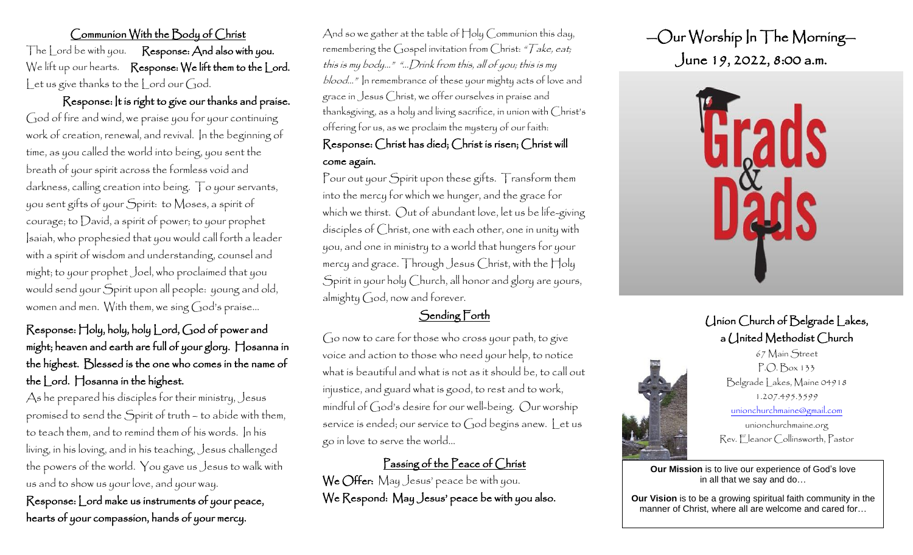## Communion With the Body of Christ

The Lord be with you. **Response: And also with you.**
We lift up our hearts. **Response: We lift them to the Lord.**
Let us give thanks to the Lord our God.

**Response: It is right to give our thanks and praise.**

God of fire and wind, we praise you for your continuing work of creation, renewal, and revival. In the beginning of time, as you called the world into being, you sent the breath of your spirit across the formless void and darkness, calling creation into being. To your servants, you sent gifts of your Spirit: to Moses, a spirit of courage; to David, a spirit of power; to your prophet Isaiah, who prophesied that you would call forth a leader with a spirit of wisdom and understanding, counsel and might; to your prophet Joel, who proclaimed that you would send your Spirit upon all people: young and old, women and men. With them, we sing God's praise...

**Response: Holy, holy, holy Lord, God of power and might; heaven and earth are full of your glory. Hosanna in the highest. Blessed is the one who comes in the name of the Lord. Hosanna in the highest.**

As he prepared his disciples for their ministry, Jesus promised to send the Spirit of truth – to abide with them, to teach them, and to remind them of his words. In his living, in his loving, and in his teaching, Jesus challenged the powers of the world. You gave us Jesus to walk with us and to show us your love, and your way.

**Response: Lord make us instruments of your peace, hearts of your compassion, hands of your mercy.**

And so we gather at the table of Holy Communion this day, remembering the Gospel invitation from Christ: *"Take, eat; this is my body..." "...Drink from this, all of you; this is my blood..."* In remembrance of these your mighty acts of love and grace in Jesus Christ, we offer ourselves in praise and thanksgiving, as a holy and living sacrifice, in union with Christ's offering for us, as we proclaim the mystery of our faith:

**Response: Christ has died; Christ is risen; Christ will come again.**

Pour out your Spirit upon these gifts. Transform them into the mercy for which we hunger, and the grace for which we thirst. Out of abundant love, let us be life-giving disciples of Christ, one with each other, one in unity with you, and one in ministry to a world that hungers for your mercy and grace. Through Jesus Christ, with the Holy Spirit in your holy Church, all honor and glory are yours, almighty God, now and forever.

## Sending Forth

Go now to care for those who cross your path, to give voice and action to those who need your help, to notice what is beautiful and what is not as it should be, to call out injustice, and guard what is good, to rest and to work, mindful of God's desire for our well-being. Our worship service is ended; our service to God begins anew. Let us go in love to serve the world...

## Passing of the Peace of Christ

**We Offer:** May Jesus' peace be with you.
**We Respond: May Jesus' peace be with you also.**

# –Our Worship In The Morning–
# June 19, 2022, 8:00 a.m.

Grads & Dads

## Union Church of Belgrade Lakes, a United Methodist Church

67 Main Street
P.O. Box 133
Belgrade Lakes, Maine 04918
1.207.495.3599
unionchurchmaine@gmail.com
unionchurchmaine.org
Rev. Eleanor Collinsworth, Pastor

**Our Mission** is to live our experience of God's love in all that we say and do…

**Our Vision** is to be a growing spiritual faith community in the manner of Christ, where all are welcome and cared for…